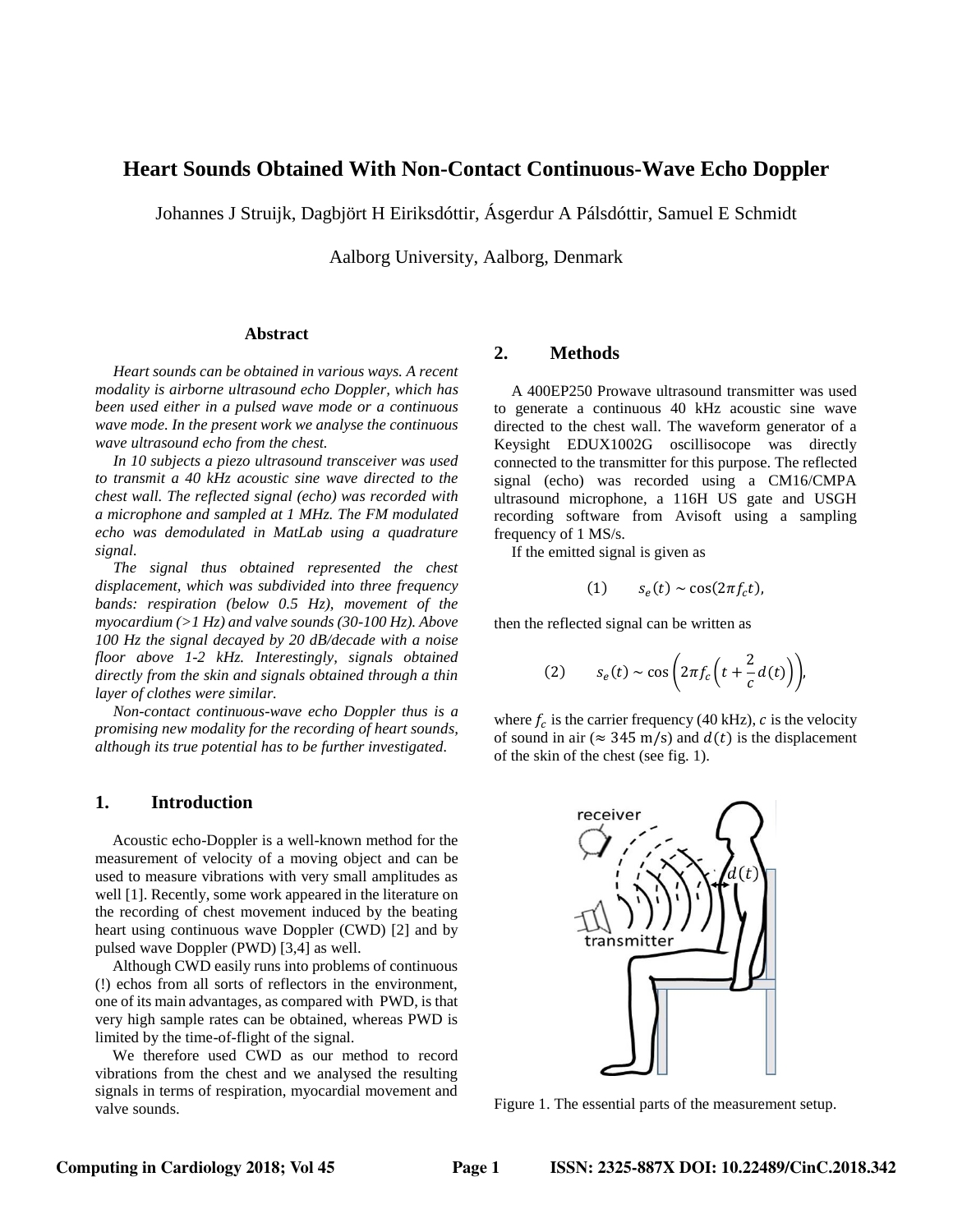# Heart Sounds Obtained With Non-Contact Continuous-Wave Echo Doppler

Johannes J Struijk, Dagbjört H Eiriksdóttir, Ásgerdur A Pálsdóttir, Samuel E Schmidt

Aalborg University, Aalborg, Denmark

## Abstract

*Heart sounds can be obtained in various ways. A recent modality is airborne ultrasound echo Doppler, which has been used either in a pulsed wave mode or a continuous wave mode. In the present work we analyse the continuous wave ultrasound echo from the chest.*

*In 10 subjects a piezo ultrasound transceiver was used to transmit a 40 kHz acoustic sine wave directed to the chest wall. The reflected signal (echo) was recorded with a microphone and sampled at 1 MHz. The FM modulated echo was demodulated in MatLab using a quadrature signal.*

*The signal thus obtained represented the chest displacement, which was subdivided into three frequency bands: respiration (below 0.5 Hz), movement of the myocardium (>1 Hz) and valve sounds (30-100 Hz). Above 100 Hz the signal decayed by 20 dB/decade with a noise floor above 1-2 kHz. Interestingly, signals obtained directly from the skin and signals obtained through a thin layer of clothes were similar.*

*Non-contact continuous-wave echo Doppler thus is a promising new modality for the recording of heart sounds, although its true potential has to be further investigated.*

## 1. Introduction

Acoustic echo-Doppler is a well-known method for the measurement of velocity of a moving object and can be used to measure vibrations with very small amplitudes as well [1]. Recently, some work appeared in the literature on the recording of chest movement induced by the beating heart using continuous wave Doppler (CWD) [2] and by pulsed wave Doppler (PWD) [3,4] as well.

Although CWD easily runs into problems of continuous (!) echos from all sorts of reflectors in the environment, one of its main advantages, as compared with PWD, is that very high sample rates can be obtained, whereas PWD is limited by the time-of-flight of the signal.

We therefore used CWD as our method to record vibrations from the chest and we analysed the resulting signals in terms of respiration, myocardial movement and valve sounds.

## 2. Methods

A 400EP250 Prowave ultrasound transmitter was used to generate a continuous 40 kHz acoustic sine wave directed to the chest wall. The waveform generator of a Keysight EDUX1002G oscillisocope was directly connected to the transmitter for this purpose. The reflected signal (echo) was recorded using a CM16/CMPA ultrasound microphone, a 116H US gate and USGH recording software from Avisoft using a sampling frequency of 1 MS/s.

If the emitted signal is given as

$$(1) \qquad s_e(t) \sim \cos(2\pi f_c t),$$

then the reflected signal can be written as

$$(2) \qquad s_e(t) \sim \cos\left(2\pi f_c \left(t + \frac{2}{c} d(t)\right)\right),$$

where $f_c$ is the carrier frequency (40 kHz), $c$ is the velocity of sound in air ($\approx 345$ m/s) and $d(t)$ is the displacement of the skin of the chest (see fig. 1).

receiver

$d(t)$

transmitter

Figure 1. The essential parts of the measurement setup.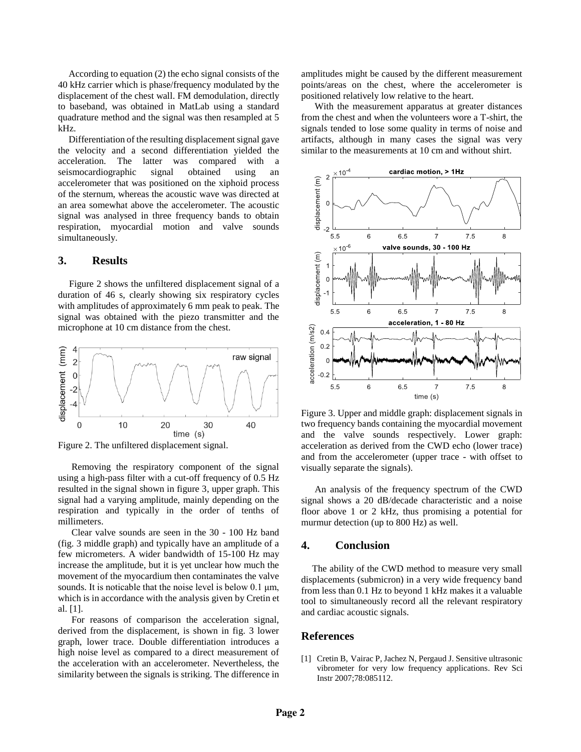According to equation (2) the echo signal consists of the 40 kHz carrier which is phase/frequency modulated by the displacement of the chest wall. FM demodulation, directly to baseband, was obtained in MatLab using a standard quadrature method and the signal was then resampled at 5 kHz.

Differentiation of the resulting displacement signal gave the velocity and a second differentiation yielded the acceleration. The latter was compared with a seismocardiographic signal obtained using an accelerometer that was positioned on the xiphoid process of the sternum, whereas the acoustic wave was directed at an area somewhat above the accelerometer. The acoustic signal was analysed in three frequency bands to obtain respiration, myocardial motion and valve sounds simultaneously.

## 3. Results

Figure 2 shows the unfiltered displacement signal of a duration of 46 s, clearly showing six respiratory cycles with amplitudes of approximately 6 mm peak to peak. The signal was obtained with the piezo transmitter and the microphone at 10 cm distance from the chest.

displacement (mm)
raw signal
time (s)

Figure 2. The unfiltered displacement signal.

Removing the respiratory component of the signal using a high-pass filter with a cut-off frequency of 0.5 Hz resulted in the signal shown in figure 3, upper graph. This signal had a varying amplitude, mainly depending on the respiration and typically in the order of tenths of millimeters.

Clear valve sounds are seen in the 30 - 100 Hz band (fig. 3 middle graph) and typically have an amplitude of a few micrometers. A wider bandwidth of 15-100 Hz may increase the amplitude, but it is yet unclear how much the movement of the myocardium then contaminates the valve sounds. It is noticable that the noise level is below 0.1 µm, which is in accordance with the analysis given by Cretin et al. [1].

For reasons of comparison the acceleration signal, derived from the displacement, is shown in fig. 3 lower graph, lower trace. Double differentiation introduces a high noise level as compared to a direct measurement of the acceleration with an accelerometer. Nevertheless, the similarity between the signals is striking. The difference in amplitudes might be caused by the different measurement points/areas on the chest, where the accelerometer is positioned relatively low relative to the heart.

With the measurement apparatus at greater distances from the chest and when the volunteers wore a T-shirt, the signals tended to lose some quality in terms of noise and artifacts, although in many cases the signal was very similar to the measurements at 10 cm and without shirt.

cardiac motion, > 1Hz
displacement (m)
valve sounds, 30 - 100 Hz
displacement (m)
acceleration, 1 - 80 Hz
acceleration (m/s2)
time (s)

Figure 3. Upper and middle graph: displacement signals in two frequency bands containing the myocardial movement and the valve sounds respectively. Lower graph: acceleration as derived from the CWD echo (lower trace) and from the accelerometer (upper trace - with offset to visually separate the signals).

An analysis of the frequency spectrum of the CWD signal shows a 20 dB/decade characteristic and a noise floor above 1 or 2 kHz, thus promising a potential for murmur detection (up to 800 Hz) as well.

## 4. Conclusion

The ability of the CWD method to measure very small displacements (submicron) in a very wide frequency band from less than 0.1 Hz to beyond 1 kHz makes it a valuable tool to simultaneously record all the relevant respiratory and cardiac acoustic signals.

## References

[1] Cretin B, Vairac P, Jachez N, Pergaud J. Sensitive ultrasonic vibrometer for very low frequency applications. Rev Sci Instr 2007;78:085112.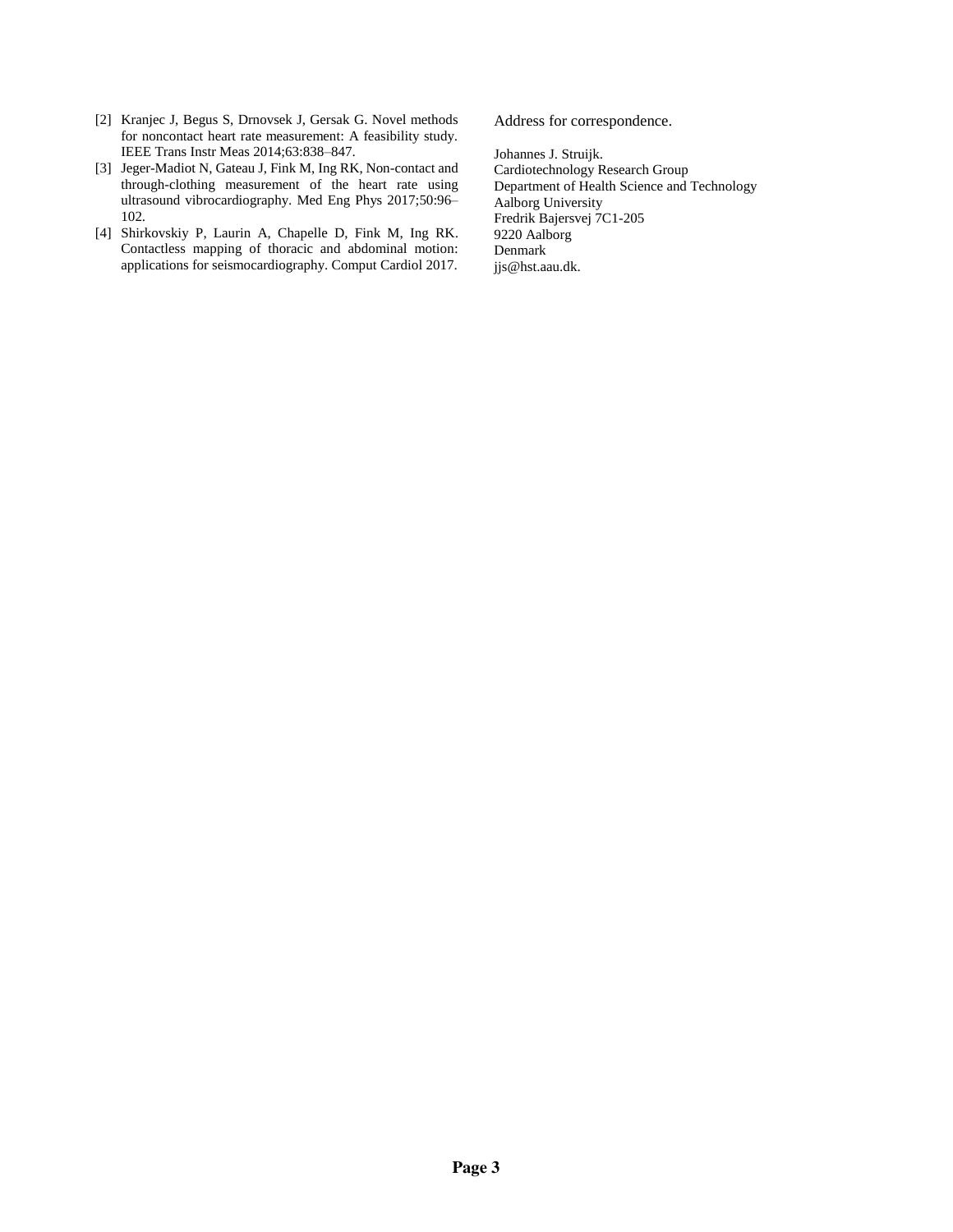[2] Kranjec J, Begus S, Drnovsek J, Gersak G. Novel methods for noncontact heart rate measurement: A feasibility study. IEEE Trans Instr Meas 2014;63:838–847.

[3] Jeger-Madiot N, Gateau J, Fink M, Ing RK, Non-contact and through-clothing measurement of the heart rate using ultrasound vibrocardiography. Med Eng Phys 2017;50:96–102.

[4] Shirkovskiy P, Laurin A, Chapelle D, Fink M, Ing RK. Contactless mapping of thoracic and abdominal motion: applications for seismocardiography. Comput Cardiol 2017.

Address for correspondence.

Johannes J. Struijk.
Cardiotechnology Research Group
Department of Health Science and Technology
Aalborg University
Fredrik Bajersvej 7C1-205
9220 Aalborg
Denmark
jjs@hst.aau.dk.